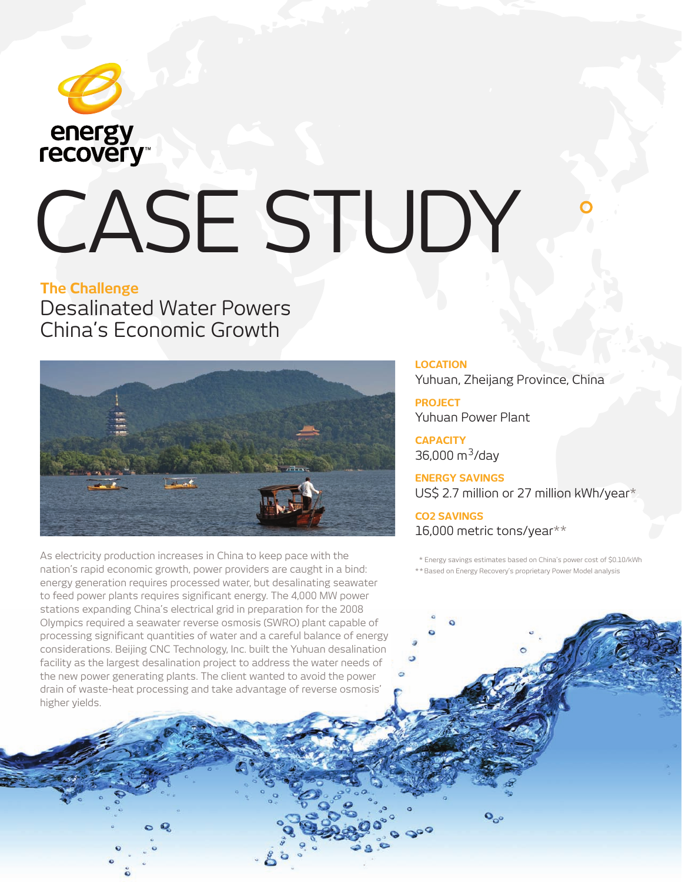energy recovery™

# CASE STUDY

## The Challenge

Desalinated Water Powers China's Economic Growth

As electricity production increases in China to keep pace with the nation's rapid economic growth, power providers are caught in a bind: energy generation requires processed water, but desalinating seawater to feed power plants requires significant energy. The 4,000 MW power stations expanding China's electrical grid in preparation for the 2008 Olympics required a seawater reverse osmosis (SWRO) plant capable of processing significant quantities of water and a careful balance of energy considerations. Beijing CNC Technology, Inc. built the Yuhuan desalination facility as the largest desalination project to address the water needs of the new power generating plants. The client wanted to avoid the power drain of waste-heat processing and take advantage of reverse osmosis' higher yields.

**LOCATION**
Yuhuan, Zheijang Province, China

**PROJECT**
Yuhuan Power Plant

**CAPACITY**
36,000 $m^3$/day

**ENERGY SAVINGS**
US$ 2.7 million or 27 million kWh/year*

**CO2 SAVINGS**
16,000 metric tons/year**

\* Energy savings estimates based on China's power cost of $0.10/kWh
\*\* Based on Energy Recovery's proprietary Power Model analysis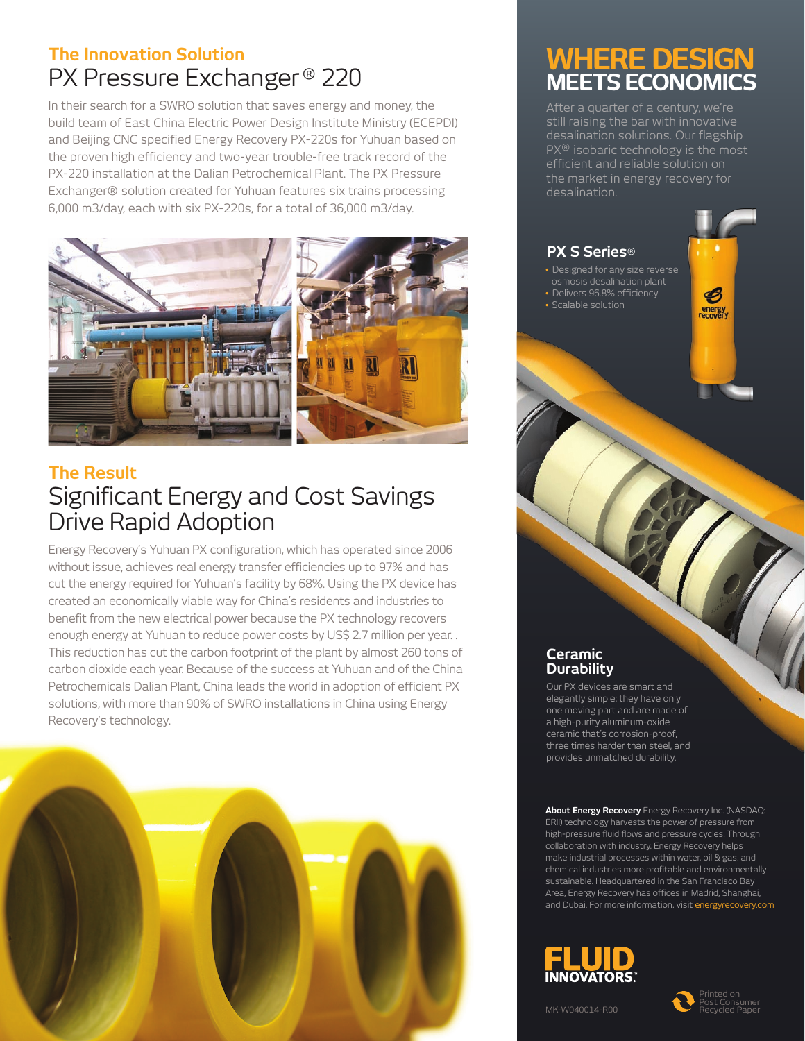## The Innovation Solution

# PX Pressure Exchanger® 220

In their search for a SWRO solution that saves energy and money, the build team of East China Electric Power Design Institute Ministry (ECEPDI) and Beijing CNC specified Energy Recovery PX-220s for Yuhuan based on the proven high efficiency and two-year trouble-free track record of the PX-220 installation at the Dalian Petrochemical Plant. The PX Pressure Exchanger® solution created for Yuhuan features six trains processing 6,000 m3/day, each with six PX-220s, for a total of 36,000 m3/day.

## The Result

# Significant Energy and Cost Savings Drive Rapid Adoption

Energy Recovery's Yuhuan PX configuration, which has operated since 2006 without issue, achieves real energy transfer efficiencies up to 97% and has cut the energy required for Yuhuan's facility by 68%. Using the PX device has created an economically viable way for China's residents and industries to benefit from the new electrical power because the PX technology recovers enough energy at Yuhuan to reduce power costs by US$ 2.7 million per year. . This reduction has cut the carbon footprint of the plant by almost 260 tons of carbon dioxide each year. Because of the success at Yuhuan and of the China Petrochemicals Dalian Plant, China leads the world in adoption of efficient PX solutions, with more than 90% of SWRO installations in China using Energy Recovery's technology.

# WHERE DESIGN MEETS ECONOMICS

After a quarter of a century, we're still raising the bar with innovative desalination solutions. Our flagship PX® isobaric technology is the most efficient and reliable solution on the market in energy recovery for desalination.

### PX S Series®

- Designed for any size reverse osmosis desalination plant
- Delivers 96.8% efficiency
- Scalable solution

### Ceramic Durability

Our PX devices are smart and elegantly simple; they have only one moving part and are made of a high-purity aluminum-oxide ceramic that's corrosion-proof, three times harder than steel, and provides unmatched durability.

**About Energy Recovery** Energy Recovery Inc. (NASDAQ: ERII) technology harvests the power of pressure from high-pressure fluid flows and pressure cycles. Through collaboration with industry, Energy Recovery helps make industrial processes within water, oil & gas, and chemical industries more profitable and environmentally sustainable. Headquartered in the San Francisco Bay Area, Energy Recovery has offices in Madrid, Shanghai, and Dubai. For more information, visit energyrecovery.com

**FLUID INNOVATORS.**

MK-W040014-R00

Printed on Post Consumer Recycled Paper